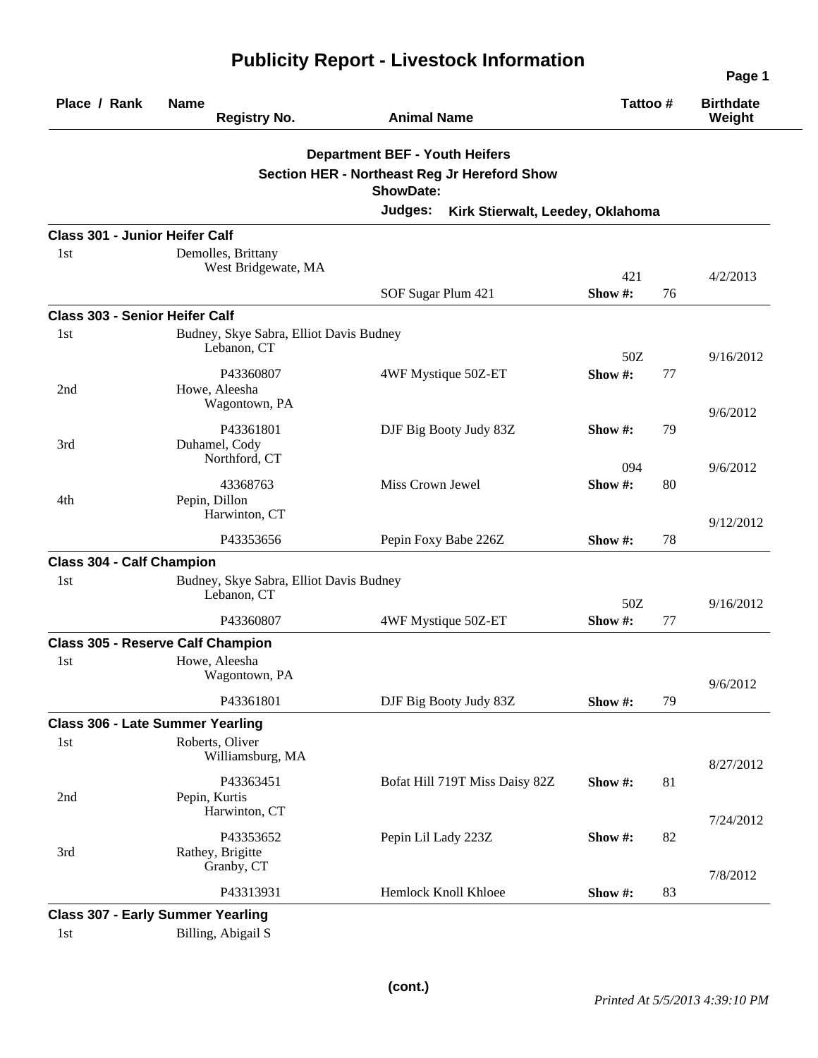# Publicity Report - Livestock Information

| Place / Rank | Name / Registry No. | Animal Name | Tattoo # | | Birthdate / Weight |
|---|---|---|---|---|---|

**Department BEF - Youth Heifers**

**Section HER - Northeast Reg Jr Hereford Show**

**ShowDate:**

**Judges:** **Kirk Stierwalt, Leedey, Oklahoma**

### Class 301 - Junior Heifer Calf

| Place / Rank | Name / Registry No. | Animal Name | Tattoo # | | Birthdate / Weight |
|---|---|---|---|---|---|
| 1st | Demolles, Brittany<br>West Bridgewate, MA | | 421 | | 4/2/2013 |
| | | SOF Sugar Plum 421 | Show #: | 76 | |

### Class 303 - Senior Heifer Calf

| Place / Rank | Name / Registry No. | Animal Name | Tattoo # | | Birthdate / Weight |
|---|---|---|---|---|---|
| 1st | Budney, Skye Sabra, Elliot Davis Budney<br>Lebanon, CT | | 50Z | | 9/16/2012 |
| | P43360807 | 4WF Mystique 50Z-ET | Show #: | 77 | |
| 2nd | Howe, Aleesha<br>Wagontown, PA | | | | 9/6/2012 |
| | P43361801 | DJF Big Booty Judy 83Z | Show #: | 79 | |
| 3rd | Duhamel, Cody<br>Northford, CT | | 094 | | 9/6/2012 |
| | 43368763 | Miss Crown Jewel | Show #: | 80 | |
| 4th | Pepin, Dillon<br>Harwinton, CT | | | | 9/12/2012 |
| | P43353656 | Pepin Foxy Babe 226Z | Show #: | 78 | |

### Class 304 - Calf Champion

| Place / Rank | Name / Registry No. | Animal Name | Tattoo # | | Birthdate / Weight |
|---|---|---|---|---|---|
| 1st | Budney, Skye Sabra, Elliot Davis Budney<br>Lebanon, CT | | 50Z | | 9/16/2012 |
| | P43360807 | 4WF Mystique 50Z-ET | Show #: | 77 | |

### Class 305 - Reserve Calf Champion

| Place / Rank | Name / Registry No. | Animal Name | Tattoo # | | Birthdate / Weight |
|---|---|---|---|---|---|
| 1st | Howe, Aleesha<br>Wagontown, PA | | | | 9/6/2012 |
| | P43361801 | DJF Big Booty Judy 83Z | Show #: | 79 | |

### Class 306 - Late Summer Yearling

| Place / Rank | Name / Registry No. | Animal Name | Tattoo # | | Birthdate / Weight |
|---|---|---|---|---|---|
| 1st | Roberts, Oliver<br>Williamsburg, MA | | | | 8/27/2012 |
| | P43363451 | Bofat Hill 719T Miss Daisy 82Z | Show #: | 81 | |
| 2nd | Pepin, Kurtis<br>Harwinton, CT | | | | 7/24/2012 |
| | P43353652 | Pepin Lil Lady 223Z | Show #: | 82 | |
| 3rd | Rathey, Brigitte<br>Granby, CT | | | | 7/8/2012 |
| | P43313931 | Hemlock Knoll Khloee | Show #: | 83 | |

### Class 307 - Early Summer Yearling

| Place / Rank | Name / Registry No. | Animal Name | Tattoo # | | Birthdate / Weight |
|---|---|---|---|---|---|
| 1st | Billing, Abigail S | | | | |

**(cont.)**

*Printed At 5/5/2013 4:39:10 PM*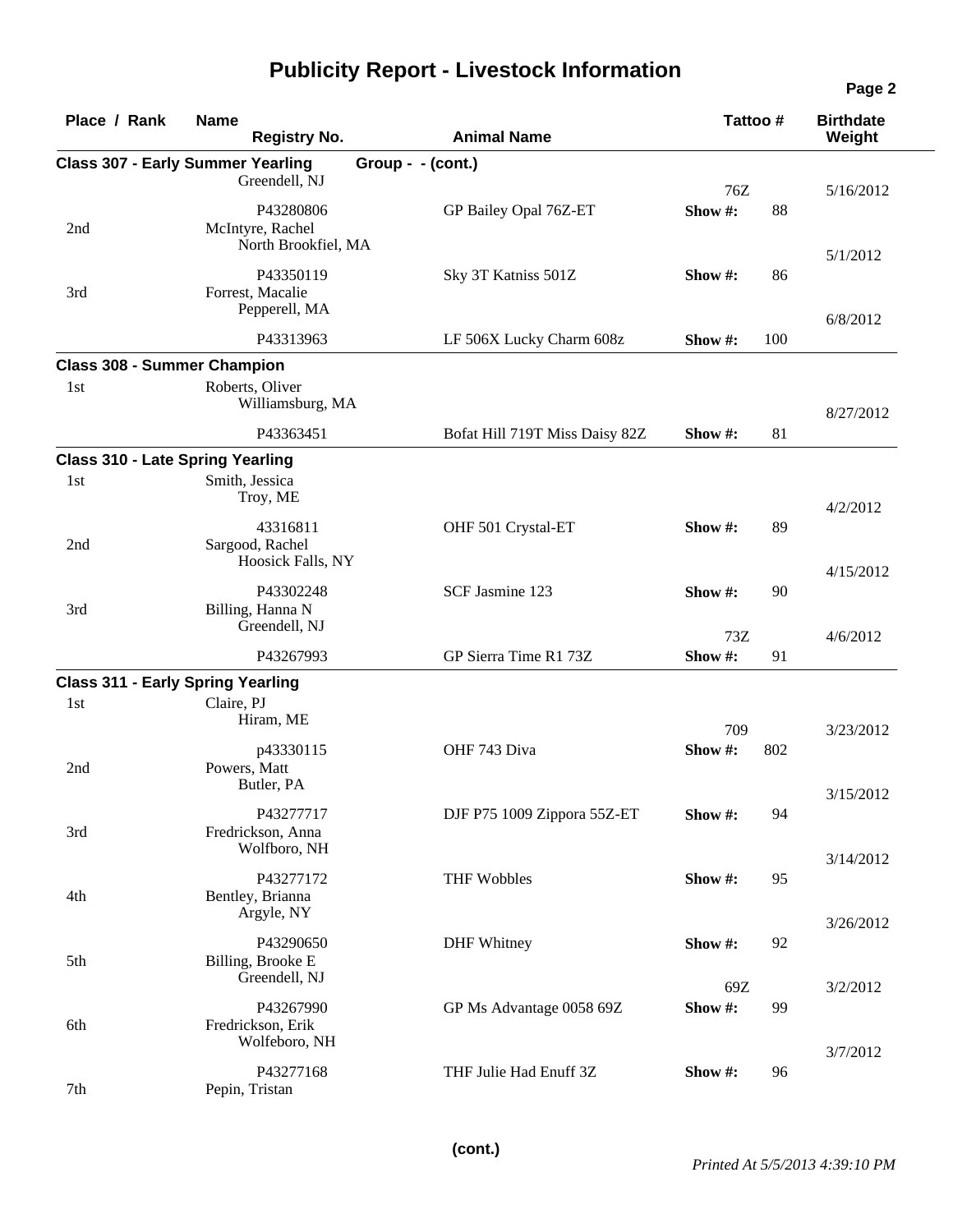# Publicity Report - Livestock Information

### Class 307 - Early Summer Yearling — Group - - (cont.)

| Place / Rank | Name | Registry No. | Animal Name | Tattoo # | Show # | Birthdate / Weight |
|---|---|---|---|---|---|---|
| | Greendell, NJ | P43280806 | GP Bailey Opal 76Z-ET | 76Z | 88 | 5/16/2012 |
| 2nd | McIntyre, Rachel<br>North Brookfiel, MA | P43350119 | Sky 3T Katniss 501Z | | 86 | 5/1/2012 |
| 3rd | Forrest, Macalie<br>Pepperell, MA | P43313963 | LF 506X Lucky Charm 608z | | 100 | 6/8/2012 |

### Class 308 - Summer Champion

| Place / Rank | Name | Registry No. | Animal Name | Tattoo # | Show # | Birthdate / Weight |
|---|---|---|---|---|---|---|
| 1st | Roberts, Oliver<br>Williamsburg, MA | P43363451 | Bofat Hill 719T Miss Daisy 82Z | | 81 | 8/27/2012 |

### Class 310 - Late Spring Yearling

| Place / Rank | Name | Registry No. | Animal Name | Tattoo # | Show # | Birthdate / Weight |
|---|---|---|---|---|---|---|
| 1st | Smith, Jessica<br>Troy, ME | 43316811 | OHF 501 Crystal-ET | | 89 | 4/2/2012 |
| 2nd | Sargood, Rachel<br>Hoosick Falls, NY | P43302248 | SCF Jasmine 123 | | 90 | 4/15/2012 |
| 3rd | Billing, Hanna N<br>Greendell, NJ | P43267993 | GP Sierra Time R1 73Z | 73Z | 91 | 4/6/2012 |

### Class 311 - Early Spring Yearling

| Place / Rank | Name | Registry No. | Animal Name | Tattoo # | Show # | Birthdate / Weight |
|---|---|---|---|---|---|---|
| 1st | Claire, PJ<br>Hiram, ME | p43330115 | OHF 743 Diva | 709 | 802 | 3/23/2012 |
| 2nd | Powers, Matt<br>Butler, PA | P43277717 | DJF P75 1009 Zippora 55Z-ET | | 94 | 3/15/2012 |
| 3rd | Fredrickson, Anna<br>Wolfboro, NH | P43277172 | THF Wobbles | | 95 | 3/14/2012 |
| 4th | Bentley, Brianna<br>Argyle, NY | P43290650 | DHF Whitney | | 92 | 3/26/2012 |
| 5th | Billing, Brooke E<br>Greendell, NJ | P43267990 | GP Ms Advantage 0058 69Z | 69Z | 99 | 3/2/2012 |
| 6th | Fredrickson, Erik<br>Wolfeboro, NH | P43277168 | THF Julie Had Enuff 3Z | | 96 | 3/7/2012 |
| 7th | Pepin, Tristan | | | | | |

(cont.)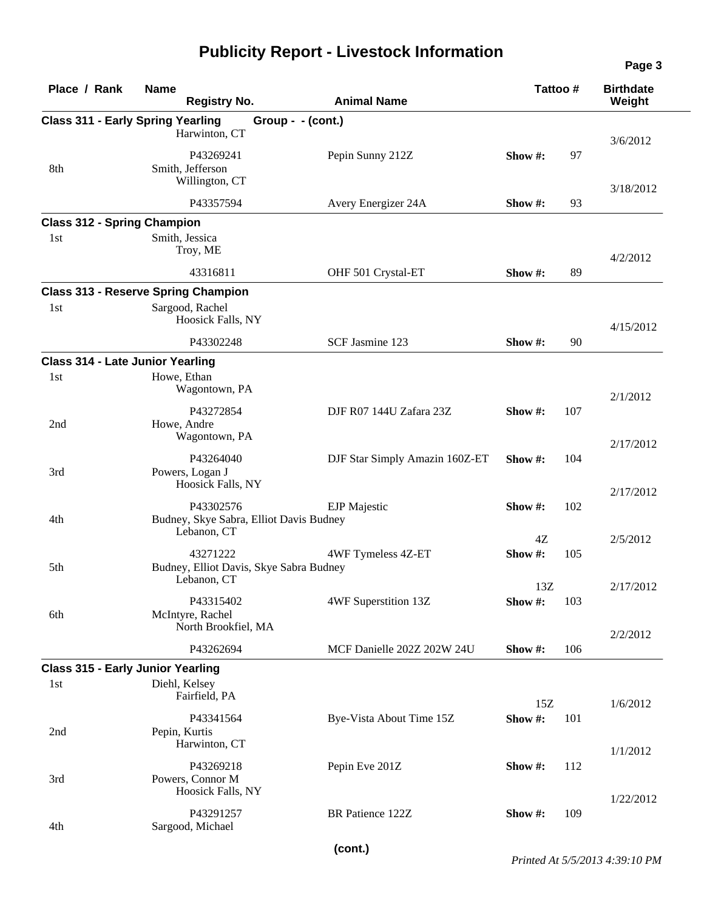### Class 311 - Early Spring Yearling Group - - (cont.)

| Place / Rank | Name | Registry No. | Animal Name | Tattoo # | Show # | Birthdate / Weight |
|---|---|---|---|---|---|---|
| | Harwinton, CT | P43269241 | Pepin Sunny 212Z | | 97 | 3/6/2012 |
| 8th | Smith, Jefferson<br>Willington, CT | P43357594 | Avery Energizer 24A | | 93 | 3/18/2012 |

### Class 312 - Spring Champion

| Place / Rank | Name | Registry No. | Animal Name | Tattoo # | Show # | Birthdate / Weight |
|---|---|---|---|---|---|---|
| 1st | Smith, Jessica<br>Troy, ME | 43316811 | OHF 501 Crystal-ET | | 89 | 4/2/2012 |

### Class 313 - Reserve Spring Champion

| Place / Rank | Name | Registry No. | Animal Name | Tattoo # | Show # | Birthdate / Weight |
|---|---|---|---|---|---|---|
| 1st | Sargood, Rachel<br>Hoosick Falls, NY | P43302248 | SCF Jasmine 123 | | 90 | 4/15/2012 |

### Class 314 - Late Junior Yearling

| Place / Rank | Name | Registry No. | Animal Name | Tattoo # | Show # | Birthdate / Weight |
|---|---|---|---|---|---|---|
| 1st | Howe, Ethan<br>Wagontown, PA | P43272854 | DJF R07 144U Zafara 23Z | | 107 | 2/1/2012 |
| 2nd | Howe, Andre<br>Wagontown, PA | P43264040 | DJF Star Simply Amazin 160Z-ET | | 104 | 2/17/2012 |
| 3rd | Powers, Logan J<br>Hoosick Falls, NY | P43302576 | EJP Majestic | | 102 | 2/17/2012 |
| 4th | Budney, Skye Sabra, Elliot Davis Budney<br>Lebanon, CT | 43271222 | 4WF Tymeless 4Z-ET | 4Z | 105 | 2/5/2012 |
| 5th | Budney, Elliot Davis, Skye Sabra Budney<br>Lebanon, CT | P43315402 | 4WF Superstition 13Z | 13Z | 103 | 2/17/2012 |
| 6th | McIntyre, Rachel<br>North Brookfiel, MA | P43262694 | MCF Danielle 202Z 202W 24U | | 106 | 2/2/2012 |

### Class 315 - Early Junior Yearling

| Place / Rank | Name | Registry No. | Animal Name | Tattoo # | Show # | Birthdate / Weight |
|---|---|---|---|---|---|---|
| 1st | Diehl, Kelsey<br>Fairfield, PA | P43341564 | Bye-Vista About Time 15Z | 15Z | 101 | 1/6/2012 |
| 2nd | Pepin, Kurtis<br>Harwinton, CT | P43269218 | Pepin Eve 201Z | | 112 | 1/1/2012 |
| 3rd | Powers, Connor M<br>Hoosick Falls, NY | P43291257 | BR Patience 122Z | | 109 | 1/22/2012 |
| 4th | Sargood, Michael | | | | | |

(cont.)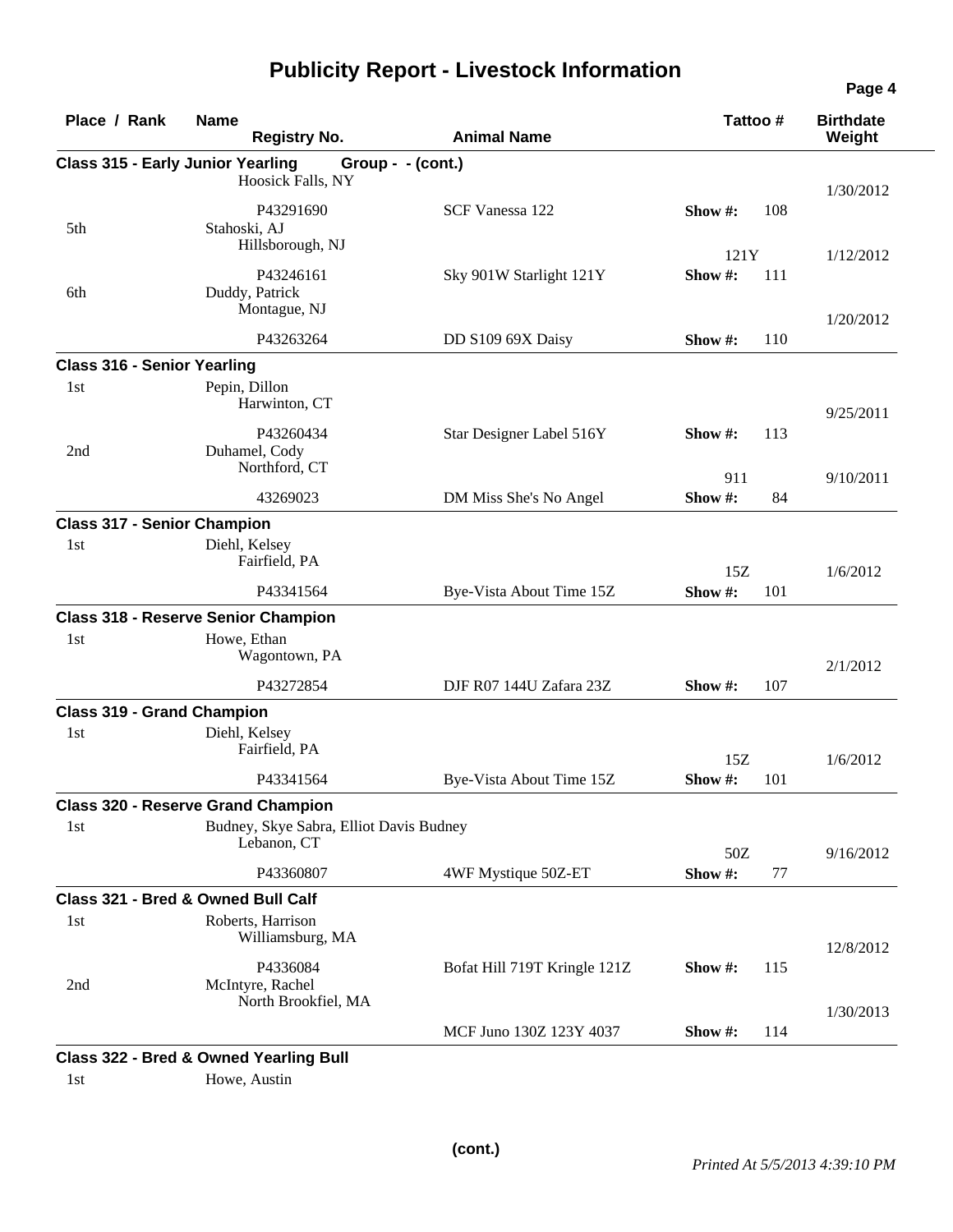# Publicity Report - Livestock Information

| Place / Rank | Name / Registry No. | Animal Name | Tattoo # | Show # | Birthdate / Weight |
|---|---|---|---|---|---|
| **Class 315 - Early Junior Yearling Group - - (cont.)** | | | | | |
| | Hoosick Falls, NY | | | | 1/30/2012 |
| | P43291690 | SCF Vanessa 122 | | 108 | |
| 5th | Stahoski, AJ | | | | |
| | Hillsborough, NJ | | 121Y | | 1/12/2012 |
| | P43246161 | Sky 901W Starlight 121Y | | 111 | |
| 6th | Duddy, Patrick | | | | |
| | Montague, NJ | | | | 1/20/2012 |
| | P43263264 | DD S109 69X Daisy | | 110 | |
| **Class 316 - Senior Yearling** | | | | | |
| 1st | Pepin, Dillon | | | | |
| | Harwinton, CT | | | | 9/25/2011 |
| | P43260434 | Star Designer Label 516Y | | 113 | |
| 2nd | Duhamel, Cody | | | | |
| | Northford, CT | | 911 | | 9/10/2011 |
| | 43269023 | DM Miss She's No Angel | | 84 | |
| **Class 317 - Senior Champion** | | | | | |
| 1st | Diehl, Kelsey | | | | |
| | Fairfield, PA | | 15Z | | 1/6/2012 |
| | P43341564 | Bye-Vista About Time 15Z | | 101 | |
| **Class 318 - Reserve Senior Champion** | | | | | |
| 1st | Howe, Ethan | | | | |
| | Wagontown, PA | | | | 2/1/2012 |
| | P43272854 | DJF R07 144U Zafara 23Z | | 107 | |
| **Class 319 - Grand Champion** | | | | | |
| 1st | Diehl, Kelsey | | | | |
| | Fairfield, PA | | 15Z | | 1/6/2012 |
| | P43341564 | Bye-Vista About Time 15Z | | 101 | |
| **Class 320 - Reserve Grand Champion** | | | | | |
| 1st | Budney, Skye Sabra, Elliot Davis Budney | | | | |
| | Lebanon, CT | | 50Z | | 9/16/2012 |
| | P43360807 | 4WF Mystique 50Z-ET | | 77 | |
| **Class 321 - Bred & Owned Bull Calf** | | | | | |
| 1st | Roberts, Harrison | | | | |
| | Williamsburg, MA | | | | 12/8/2012 |
| | P4336084 | Bofat Hill 719T Kringle 121Z | | 115 | |
| 2nd | McIntyre, Rachel | | | | |
| | North Brookfiel, MA | | | | 1/30/2013 |
| | | MCF Juno 130Z 123Y 4037 | | 114 | |
| **Class 322 - Bred & Owned Yearling Bull** | | | | | |
| 1st | Howe, Austin | | | | |

(cont.)

*Printed At 5/5/2013 4:39:10 PM*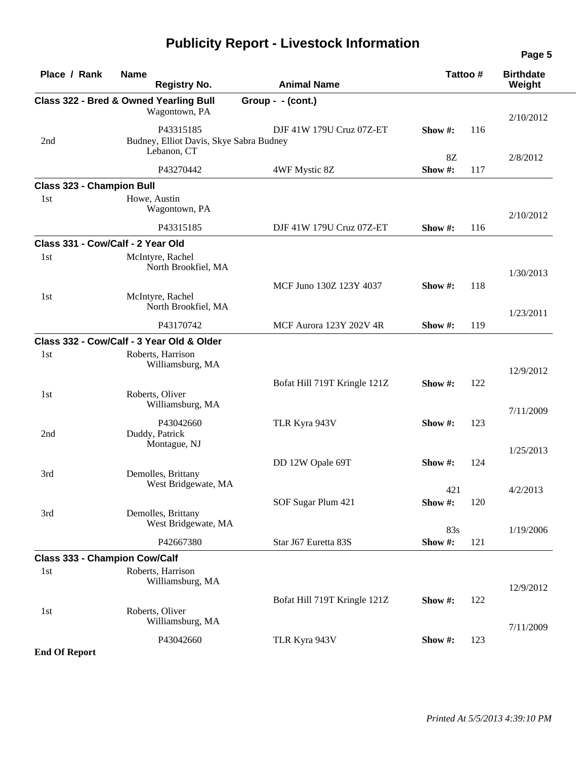# Publicity Report - Livestock Information

| Place / Rank | Name / Registry No. | Animal Name | Tattoo # | | Birthdate / Weight |
|---|---|---|---|---|---|
| **Class 322 - Bred & Owned Yearling Bull** | | **Group - - (cont.)** | | | |
| | Wagontown, PA | | | | 2/10/2012 |
| | P43315185 | DJF 41W 179U Cruz 07Z-ET | **Show #:** | 116 | |
| 2nd | Budney, Elliot Davis, Skye Sabra Budney<br>Lebanon, CT | | 8Z | | 2/8/2012 |
| | P43270442 | 4WF Mystic 8Z | **Show #:** | 117 | |
| **Class 323 - Champion Bull** | | | | | |
| 1st | Howe, Austin<br>Wagontown, PA | | | | 2/10/2012 |
| | P43315185 | DJF 41W 179U Cruz 07Z-ET | **Show #:** | 116 | |
| **Class 331 - Cow/Calf - 2 Year Old** | | | | | |
| 1st | McIntyre, Rachel<br>North Brookfiel, MA | | | | 1/30/2013 |
| | | MCF Juno 130Z 123Y 4037 | **Show #:** | 118 | |
| 1st | McIntyre, Rachel<br>North Brookfiel, MA | | | | 1/23/2011 |
| | P43170742 | MCF Aurora 123Y 202V 4R | **Show #:** | 119 | |
| **Class 332 - Cow/Calf - 3 Year Old & Older** | | | | | |
| 1st | Roberts, Harrison<br>Williamsburg, MA | | | | 12/9/2012 |
| | | Bofat Hill 719T Kringle 121Z | **Show #:** | 122 | |
| 1st | Roberts, Oliver<br>Williamsburg, MA | | | | 7/11/2009 |
| | P43042660 | TLR Kyra 943V | **Show #:** | 123 | |
| 2nd | Duddy, Patrick<br>Montague, NJ | | | | 1/25/2013 |
| | | DD 12W Opale 69T | **Show #:** | 124 | |
| 3rd | Demolles, Brittany<br>West Bridgewate, MA | | 421 | | 4/2/2013 |
| | | SOF Sugar Plum 421 | **Show #:** | 120 | |
| 3rd | Demolles, Brittany<br>West Bridgewate, MA | | 83s | | 1/19/2006 |
| | P42667380 | Star J67 Euretta 83S | **Show #:** | 121 | |
| **Class 333 - Champion Cow/Calf** | | | | | |
| 1st | Roberts, Harrison<br>Williamsburg, MA | | | | 12/9/2012 |
| | | Bofat Hill 719T Kringle 121Z | **Show #:** | 122 | |
| 1st | Roberts, Oliver<br>Williamsburg, MA | | | | 7/11/2009 |
| | P43042660 | TLR Kyra 943V | **Show #:** | 123 | |

**End Of Report**

*Printed At 5/5/2013 4:39:10 PM*